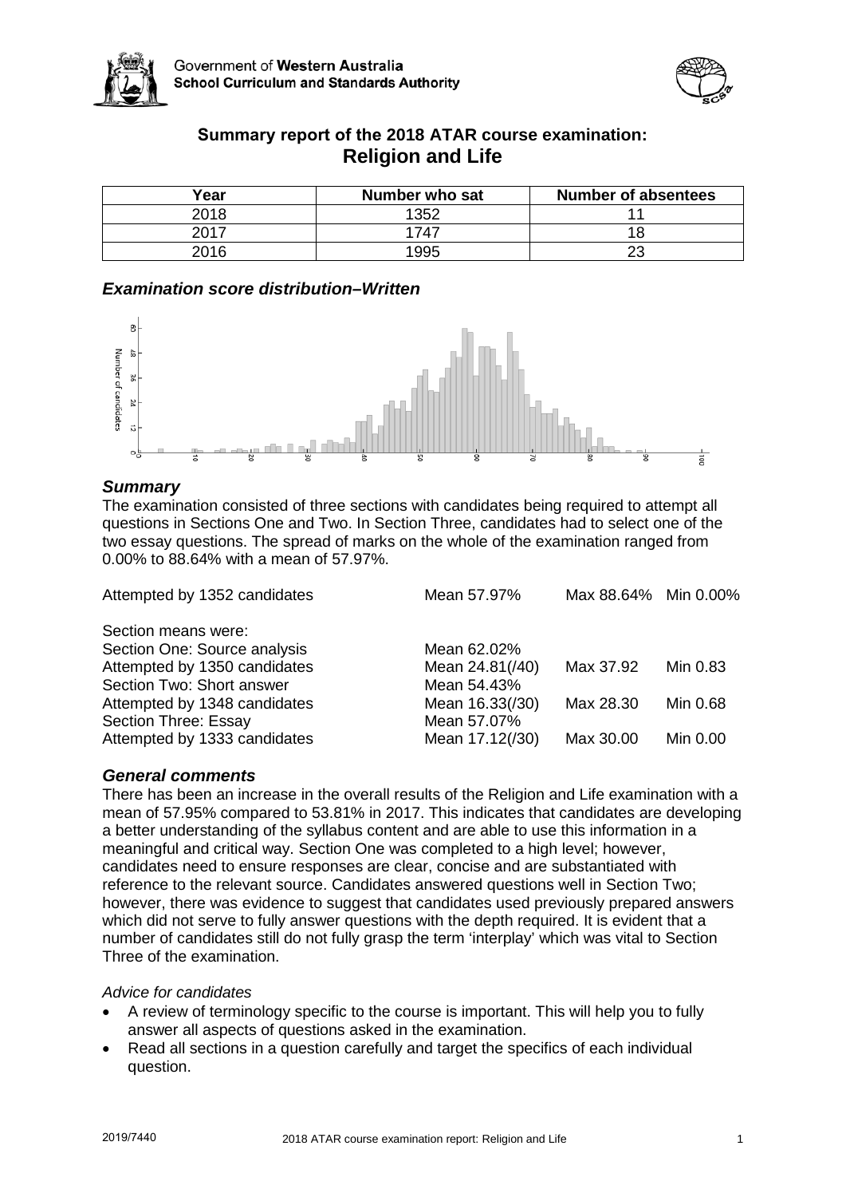Government of **Western Australia**
**School Curriculum and Standards Authority**

## Summary report of the 2018 ATAR course examination: Religion and Life

| Year | Number who sat | Number of absentees |
|---|---|---|
| 2018 | 1352 | 11 |
| 2017 | 1747 | 18 |
| 2016 | 1995 | 23 |

### *Examination score distribution–Written*

### *Summary*

The examination consisted of three sections with candidates being required to attempt all questions in Sections One and Two. In Section Three, candidates had to select one of the two essay questions. The spread of marks on the whole of the examination ranged from 0.00% to 88.64% with a mean of 57.97%.

| | | | |
|---|---|---|---|
| Attempted by 1352 candidates | Mean 57.97% | Max 88.64% | Min 0.00% |
| Section means were: | | | |
| Section One: Source analysis | Mean 62.02% | | |
| Attempted by 1350 candidates | Mean 24.81(/40) | Max 37.92 | Min 0.83 |
| Section Two: Short answer | Mean 54.43% | | |
| Attempted by 1348 candidates | Mean 16.33(/30) | Max 28.30 | Min 0.68 |
| Section Three: Essay | Mean 57.07% | | |
| Attempted by 1333 candidates | Mean 17.12(/30) | Max 30.00 | Min 0.00 |

### *General comments*

There has been an increase in the overall results of the Religion and Life examination with a mean of 57.95% compared to 53.81% in 2017. This indicates that candidates are developing a better understanding of the syllabus content and are able to use this information in a meaningful and critical way. Section One was completed to a high level; however, candidates need to ensure responses are clear, concise and are substantiated with reference to the relevant source. Candidates answered questions well in Section Two; however, there was evidence to suggest that candidates used previously prepared answers which did not serve to fully answer questions with the depth required. It is evident that a number of candidates still do not fully grasp the term 'interplay' which was vital to Section Three of the examination.

*Advice for candidates*

- A review of terminology specific to the course is important. This will help you to fully answer all aspects of questions asked in the examination.
- Read all sections in a question carefully and target the specifics of each individual question.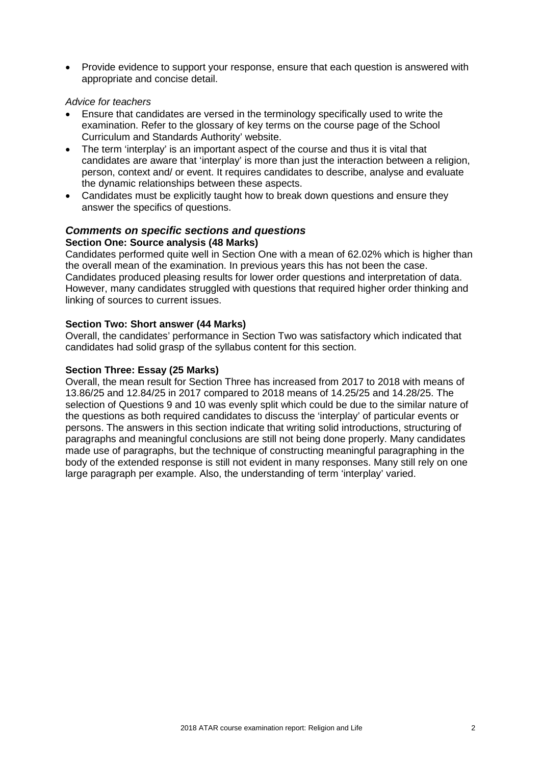- Provide evidence to support your response, ensure that each question is answered with appropriate and concise detail.

*Advice for teachers*

- Ensure that candidates are versed in the terminology specifically used to write the examination. Refer to the glossary of key terms on the course page of the School Curriculum and Standards Authority' website.
- The term 'interplay' is an important aspect of the course and thus it is vital that candidates are aware that 'interplay' is more than just the interaction between a religion, person, context and/ or event. It requires candidates to describe, analyse and evaluate the dynamic relationships between these aspects.
- Candidates must be explicitly taught how to break down questions and ensure they answer the specifics of questions.

## *Comments on specific sections and questions*

**Section One: Source analysis (48 Marks)**

Candidates performed quite well in Section One with a mean of 62.02% which is higher than the overall mean of the examination. In previous years this has not been the case. Candidates produced pleasing results for lower order questions and interpretation of data. However, many candidates struggled with questions that required higher order thinking and linking of sources to current issues.

**Section Two: Short answer (44 Marks)**

Overall, the candidates' performance in Section Two was satisfactory which indicated that candidates had solid grasp of the syllabus content for this section.

**Section Three: Essay (25 Marks)**

Overall, the mean result for Section Three has increased from 2017 to 2018 with means of 13.86/25 and 12.84/25 in 2017 compared to 2018 means of 14.25/25 and 14.28/25. The selection of Questions 9 and 10 was evenly split which could be due to the similar nature of the questions as both required candidates to discuss the 'interplay' of particular events or persons. The answers in this section indicate that writing solid introductions, structuring of paragraphs and meaningful conclusions are still not being done properly. Many candidates made use of paragraphs, but the technique of constructing meaningful paragraphing in the body of the extended response is still not evident in many responses. Many still rely on one large paragraph per example. Also, the understanding of term 'interplay' varied.